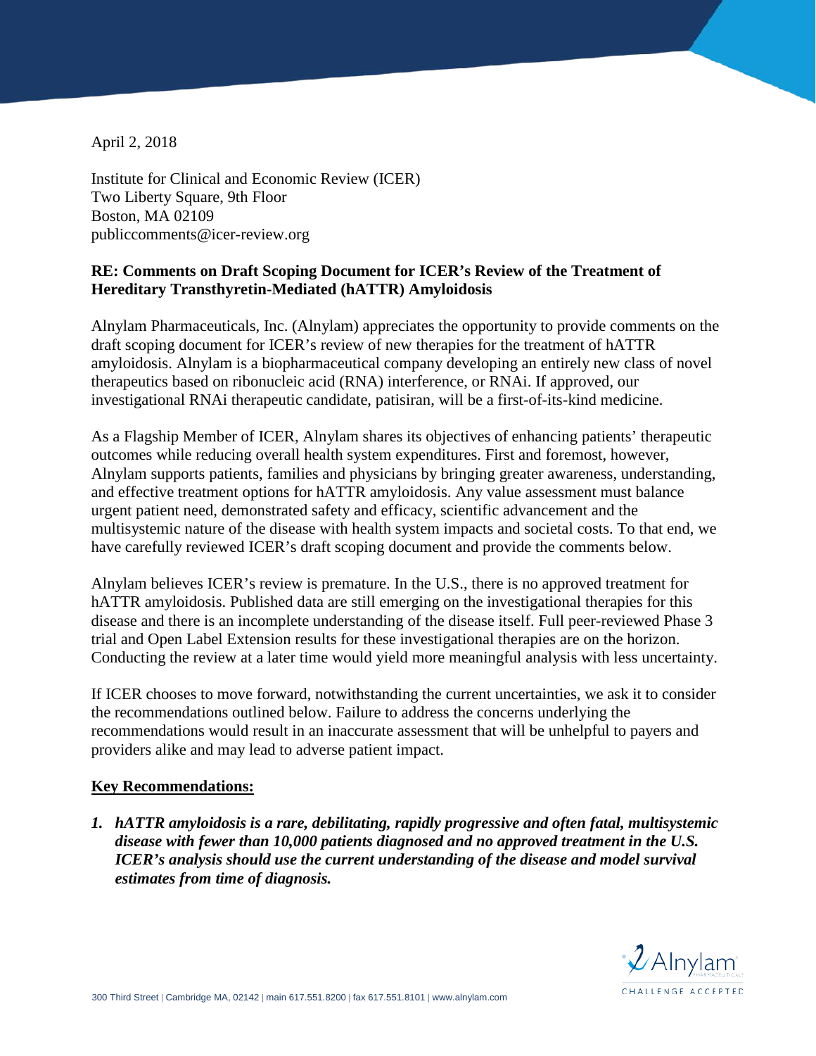April 2, 2018

Institute for Clinical and Economic Review (ICER)
Two Liberty Square, 9th Floor
Boston, MA 02109
publiccomments@icer-review.org

**RE: Comments on Draft Scoping Document for ICER's Review of the Treatment of Hereditary Transthyretin-Mediated (hATTR) Amyloidosis**

Alnylam Pharmaceuticals, Inc. (Alnylam) appreciates the opportunity to provide comments on the draft scoping document for ICER's review of new therapies for the treatment of hATTR amyloidosis. Alnylam is a biopharmaceutical company developing an entirely new class of novel therapeutics based on ribonucleic acid (RNA) interference, or RNAi. If approved, our investigational RNAi therapeutic candidate, patisiran, will be a first-of-its-kind medicine.

As a Flagship Member of ICER, Alnylam shares its objectives of enhancing patients' therapeutic outcomes while reducing overall health system expenditures. First and foremost, however, Alnylam supports patients, families and physicians by bringing greater awareness, understanding, and effective treatment options for hATTR amyloidosis. Any value assessment must balance urgent patient need, demonstrated safety and efficacy, scientific advancement and the multisystemic nature of the disease with health system impacts and societal costs. To that end, we have carefully reviewed ICER's draft scoping document and provide the comments below.

Alnylam believes ICER's review is premature. In the U.S., there is no approved treatment for hATTR amyloidosis. Published data are still emerging on the investigational therapies for this disease and there is an incomplete understanding of the disease itself. Full peer-reviewed Phase 3 trial and Open Label Extension results for these investigational therapies are on the horizon. Conducting the review at a later time would yield more meaningful analysis with less uncertainty.

If ICER chooses to move forward, notwithstanding the current uncertainties, we ask it to consider the recommendations outlined below. Failure to address the concerns underlying the recommendations would result in an inaccurate assessment that will be unhelpful to payers and providers alike and may lead to adverse patient impact.

**Key Recommendations:**

1. ***hATTR amyloidosis is a rare, debilitating, rapidly progressive and often fatal, multisystemic disease with fewer than 10,000 patients diagnosed and no approved treatment in the U.S. ICER's analysis should use the current understanding of the disease and model survival estimates from time of diagnosis.***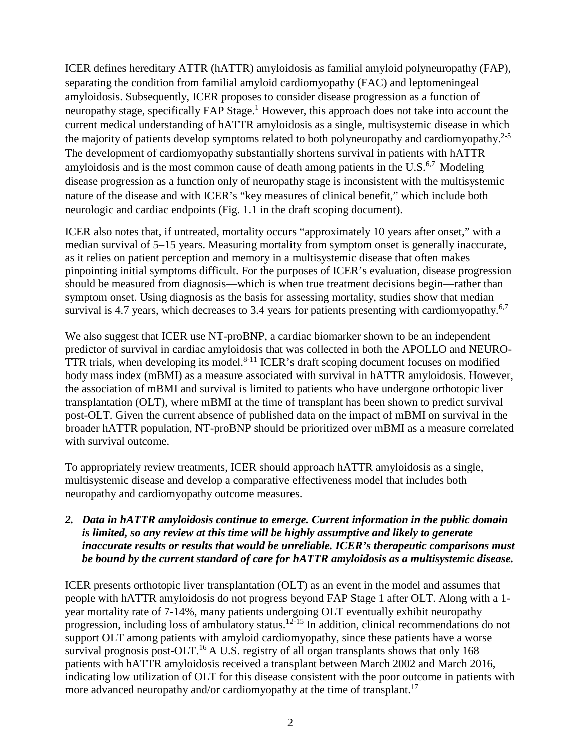ICER defines hereditary ATTR (hATTR) amyloidosis as familial amyloid polyneuropathy (FAP), separating the condition from familial amyloid cardiomyopathy (FAC) and leptomeningeal amyloidosis. Subsequently, ICER proposes to consider disease progression as a function of neuropathy stage, specifically FAP Stage.[1] However, this approach does not take into account the current medical understanding of hATTR amyloidosis as a single, multisystemic disease in which the majority of patients develop symptoms related to both polyneuropathy and cardiomyopathy.[2-5] The development of cardiomyopathy substantially shortens survival in patients with hATTR amyloidosis and is the most common cause of death among patients in the U.S.[6,7] Modeling disease progression as a function only of neuropathy stage is inconsistent with the multisystemic nature of the disease and with ICER's "key measures of clinical benefit," which include both neurologic and cardiac endpoints (Fig. 1.1 in the draft scoping document).

ICER also notes that, if untreated, mortality occurs "approximately 10 years after onset," with a median survival of 5–15 years. Measuring mortality from symptom onset is generally inaccurate, as it relies on patient perception and memory in a multisystemic disease that often makes pinpointing initial symptoms difficult. For the purposes of ICER's evaluation, disease progression should be measured from diagnosis—which is when true treatment decisions begin—rather than symptom onset. Using diagnosis as the basis for assessing mortality, studies show that median survival is 4.7 years, which decreases to 3.4 years for patients presenting with cardiomyopathy.[6,7]

We also suggest that ICER use NT-proBNP, a cardiac biomarker shown to be an independent predictor of survival in cardiac amyloidosis that was collected in both the APOLLO and NEURO-TTR trials, when developing its model.[8-11] ICER's draft scoping document focuses on modified body mass index (mBMI) as a measure associated with survival in hATTR amyloidosis. However, the association of mBMI and survival is limited to patients who have undergone orthotopic liver transplantation (OLT), where mBMI at the time of transplant has been shown to predict survival post-OLT. Given the current absence of published data on the impact of mBMI on survival in the broader hATTR population, NT-proBNP should be prioritized over mBMI as a measure correlated with survival outcome.

To appropriately review treatments, ICER should approach hATTR amyloidosis as a single, multisystemic disease and develop a comparative effectiveness model that includes both neuropathy and cardiomyopathy outcome measures.

***2. Data in hATTR amyloidosis continue to emerge. Current information in the public domain is limited, so any review at this time will be highly assumptive and likely to generate inaccurate results or results that would be unreliable. ICER's therapeutic comparisons must be bound by the current standard of care for hATTR amyloidosis as a multisystemic disease.***

ICER presents orthotopic liver transplantation (OLT) as an event in the model and assumes that people with hATTR amyloidosis do not progress beyond FAP Stage 1 after OLT. Along with a 1-year mortality rate of 7-14%, many patients undergoing OLT eventually exhibit neuropathy progression, including loss of ambulatory status.[12-15] In addition, clinical recommendations do not support OLT among patients with amyloid cardiomyopathy, since these patients have a worse survival prognosis post-OLT.[16] A U.S. registry of all organ transplants shows that only 168 patients with hATTR amyloidosis received a transplant between March 2002 and March 2016, indicating low utilization of OLT for this disease consistent with the poor outcome in patients with more advanced neuropathy and/or cardiomyopathy at the time of transplant.[17]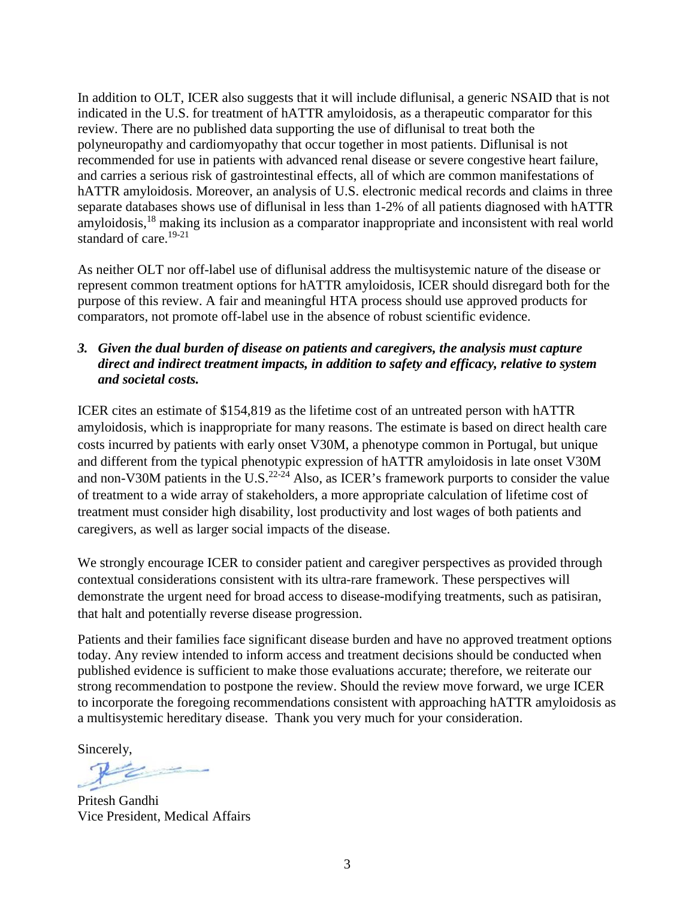In addition to OLT, ICER also suggests that it will include diflunisal, a generic NSAID that is not indicated in the U.S. for treatment of hATTR amyloidosis, as a therapeutic comparator for this review. There are no published data supporting the use of diflunisal to treat both the polyneuropathy and cardiomyopathy that occur together in most patients. Diflunisal is not recommended for use in patients with advanced renal disease or severe congestive heart failure, and carries a serious risk of gastrointestinal effects, all of which are common manifestations of hATTR amyloidosis. Moreover, an analysis of U.S. electronic medical records and claims in three separate databases shows use of diflunisal in less than 1-2% of all patients diagnosed with hATTR amyloidosis,[18] making its inclusion as a comparator inappropriate and inconsistent with real world standard of care.[19-21]

As neither OLT nor off-label use of diflunisal address the multisystemic nature of the disease or represent common treatment options for hATTR amyloidosis, ICER should disregard both for the purpose of this review. A fair and meaningful HTA process should use approved products for comparators, not promote off-label use in the absence of robust scientific evidence.

***3. Given the dual burden of disease on patients and caregivers, the analysis must capture direct and indirect treatment impacts, in addition to safety and efficacy, relative to system and societal costs.***

ICER cites an estimate of $154,819 as the lifetime cost of an untreated person with hATTR amyloidosis, which is inappropriate for many reasons. The estimate is based on direct health care costs incurred by patients with early onset V30M, a phenotype common in Portugal, but unique and different from the typical phenotypic expression of hATTR amyloidosis in late onset V30M and non-V30M patients in the U.S.[22-24] Also, as ICER's framework purports to consider the value of treatment to a wide array of stakeholders, a more appropriate calculation of lifetime cost of treatment must consider high disability, lost productivity and lost wages of both patients and caregivers, as well as larger social impacts of the disease.

We strongly encourage ICER to consider patient and caregiver perspectives as provided through contextual considerations consistent with its ultra-rare framework. These perspectives will demonstrate the urgent need for broad access to disease-modifying treatments, such as patisiran, that halt and potentially reverse disease progression.

Patients and their families face significant disease burden and have no approved treatment options today. Any review intended to inform access and treatment decisions should be conducted when published evidence is sufficient to make those evaluations accurate; therefore, we reiterate our strong recommendation to postpone the review. Should the review move forward, we urge ICER to incorporate the foregoing recommendations consistent with approaching hATTR amyloidosis as a multisystemic hereditary disease. Thank you very much for your consideration.

Sincerely,

Pritesh Gandhi
Vice President, Medical Affairs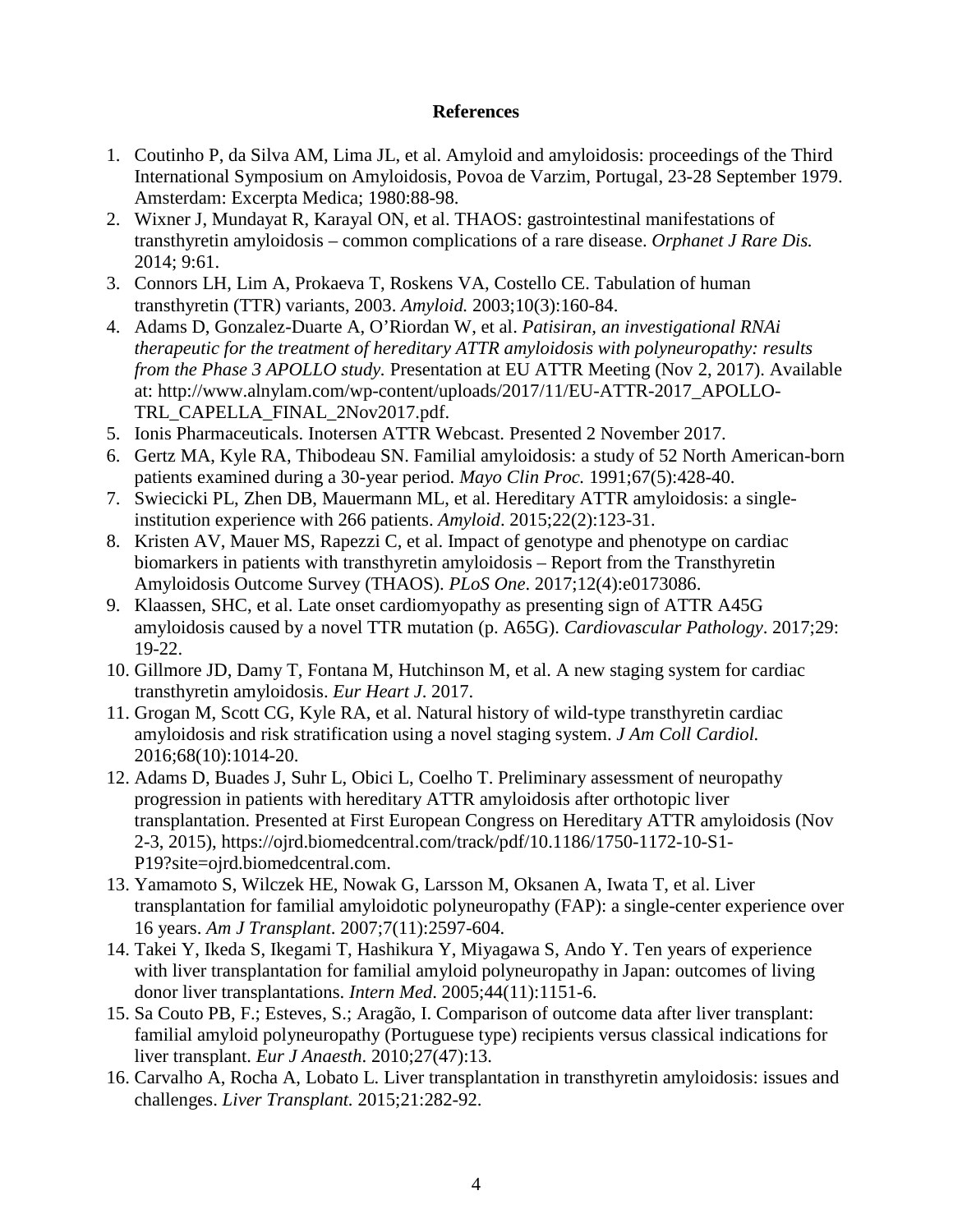## References

1. Coutinho P, da Silva AM, Lima JL, et al. Amyloid and amyloidosis: proceedings of the Third International Symposium on Amyloidosis, Povoa de Varzim, Portugal, 23-28 September 1979. Amsterdam: Excerpta Medica; 1980:88-98.
2. Wixner J, Mundayat R, Karayal ON, et al. THAOS: gastrointestinal manifestations of transthyretin amyloidosis – common complications of a rare disease. *Orphanet J Rare Dis.* 2014; 9:61.
3. Connors LH, Lim A, Prokaeva T, Roskens VA, Costello CE. Tabulation of human transthyretin (TTR) variants, 2003. *Amyloid.* 2003;10(3):160-84.
4. Adams D, Gonzalez-Duarte A, O'Riordan W, et al. *Patisiran, an investigational RNAi therapeutic for the treatment of hereditary ATTR amyloidosis with polyneuropathy: results from the Phase 3 APOLLO study.* Presentation at EU ATTR Meeting (Nov 2, 2017). Available at: http://www.alnylam.com/wp-content/uploads/2017/11/EU-ATTR-2017_APOLLO-TRL_CAPELLA_FINAL_2Nov2017.pdf.
5. Ionis Pharmaceuticals. Inotersen ATTR Webcast. Presented 2 November 2017.
6. Gertz MA, Kyle RA, Thibodeau SN. Familial amyloidosis: a study of 52 North American-born patients examined during a 30-year period. *Mayo Clin Proc.* 1991;67(5):428-40.
7. Swiecicki PL, Zhen DB, Mauermann ML, et al. Hereditary ATTR amyloidosis: a single-institution experience with 266 patients. *Amyloid*. 2015;22(2):123-31.
8. Kristen AV, Mauer MS, Rapezzi C, et al. Impact of genotype and phenotype on cardiac biomarkers in patients with transthyretin amyloidosis – Report from the Transthyretin Amyloidosis Outcome Survey (THAOS). *PLoS One*. 2017;12(4):e0173086.
9. Klaassen, SHC, et al. Late onset cardiomyopathy as presenting sign of ATTR A45G amyloidosis caused by a novel TTR mutation (p. A65G). *Cardiovascular Pathology*. 2017;29: 19-22.
10. Gillmore JD, Damy T, Fontana M, Hutchinson M, et al. A new staging system for cardiac transthyretin amyloidosis. *Eur Heart J*. 2017.
11. Grogan M, Scott CG, Kyle RA, et al. Natural history of wild-type transthyretin cardiac amyloidosis and risk stratification using a novel staging system. *J Am Coll Cardiol.* 2016;68(10):1014-20.
12. Adams D, Buades J, Suhr L, Obici L, Coelho T. Preliminary assessment of neuropathy progression in patients with hereditary ATTR amyloidosis after orthotopic liver transplantation. Presented at First European Congress on Hereditary ATTR amyloidosis (Nov 2-3, 2015), https://ojrd.biomedcentral.com/track/pdf/10.1186/1750-1172-10-S1-P19?site=ojrd.biomedcentral.com.
13. Yamamoto S, Wilczek HE, Nowak G, Larsson M, Oksanen A, Iwata T, et al. Liver transplantation for familial amyloidotic polyneuropathy (FAP): a single-center experience over 16 years. *Am J Transplant*. 2007;7(11):2597-604.
14. Takei Y, Ikeda S, Ikegami T, Hashikura Y, Miyagawa S, Ando Y. Ten years of experience with liver transplantation for familial amyloid polyneuropathy in Japan: outcomes of living donor liver transplantations. *Intern Med*. 2005;44(11):1151-6.
15. Sa Couto PB, F.; Esteves, S.; Aragão, I. Comparison of outcome data after liver transplant: familial amyloid polyneuropathy (Portuguese type) recipients versus classical indications for liver transplant. *Eur J Anaesth*. 2010;27(47):13.
16. Carvalho A, Rocha A, Lobato L. Liver transplantation in transthyretin amyloidosis: issues and challenges. *Liver Transplant.* 2015;21:282-92.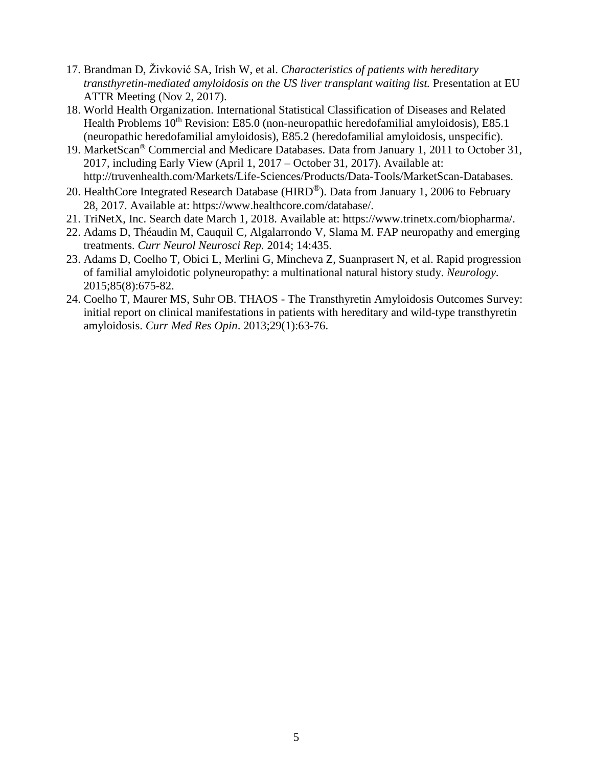17. Brandman D, Živković SA, Irish W, et al. *Characteristics of patients with hereditary transthyretin-mediated amyloidosis on the US liver transplant waiting list.* Presentation at EU ATTR Meeting (Nov 2, 2017).
18. World Health Organization. International Statistical Classification of Diseases and Related Health Problems 10th Revision: E85.0 (non-neuropathic heredofamilial amyloidosis), E85.1 (neuropathic heredofamilial amyloidosis), E85.2 (heredofamilial amyloidosis, unspecific).
19. MarketScan® Commercial and Medicare Databases. Data from January 1, 2011 to October 31, 2017, including Early View (April 1, 2017 – October 31, 2017). Available at: http://truvenhealth.com/Markets/Life-Sciences/Products/Data-Tools/MarketScan-Databases.
20. HealthCore Integrated Research Database (HIRD®). Data from January 1, 2006 to February 28, 2017. Available at: https://www.healthcore.com/database/.
21. TriNetX, Inc. Search date March 1, 2018. Available at: https://www.trinetx.com/biopharma/.
22. Adams D, Théaudin M, Cauquil C, Algalarrondo V, Slama M. FAP neuropathy and emerging treatments. *Curr Neurol Neurosci Rep*. 2014; 14:435.
23. Adams D, Coelho T, Obici L, Merlini G, Mincheva Z, Suanprasert N, et al. Rapid progression of familial amyloidotic polyneuropathy: a multinational natural history study. *Neurology*. 2015;85(8):675-82.
24. Coelho T, Maurer MS, Suhr OB. THAOS - The Transthyretin Amyloidosis Outcomes Survey: initial report on clinical manifestations in patients with hereditary and wild-type transthyretin amyloidosis. *Curr Med Res Opin*. 2013;29(1):63-76.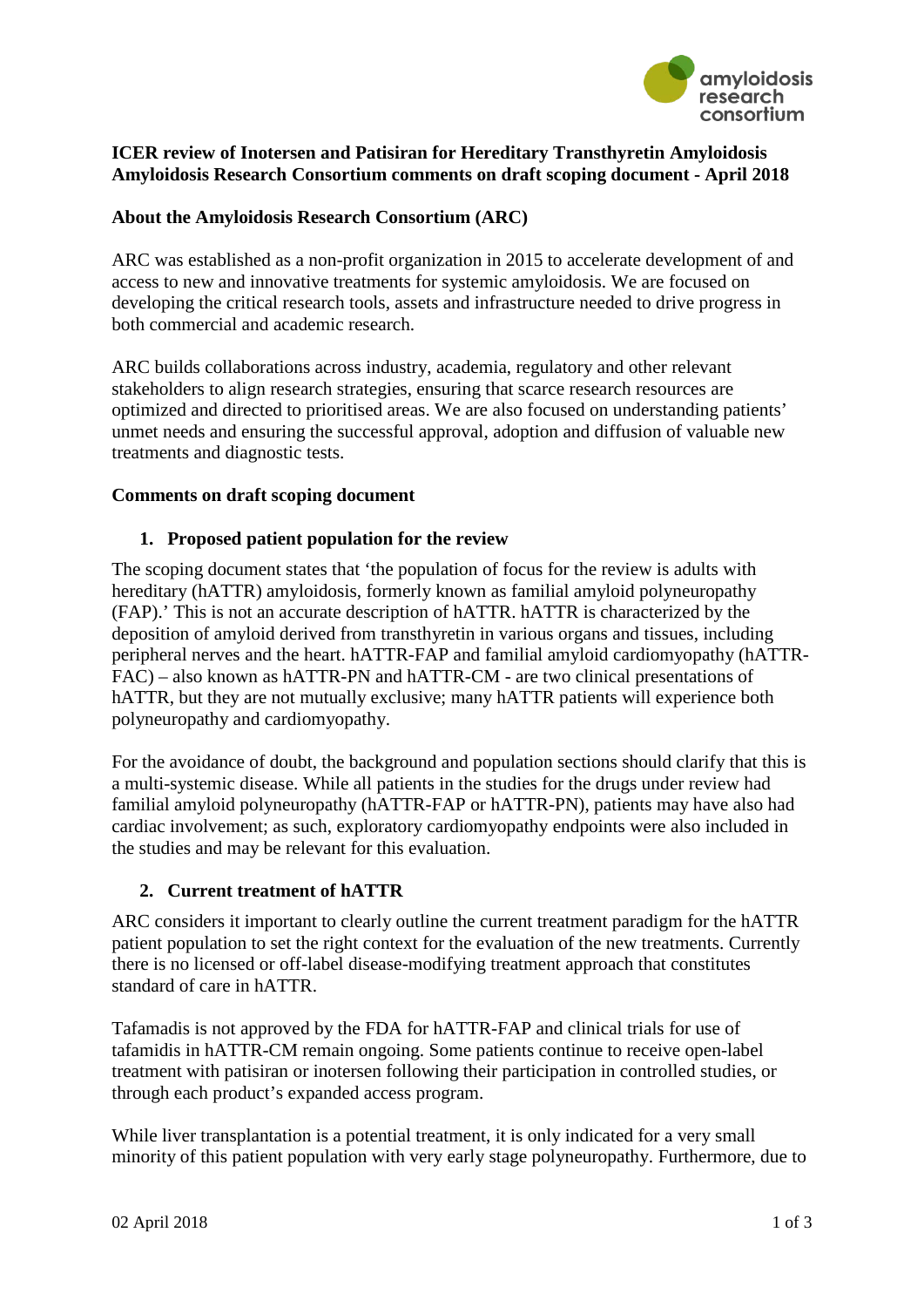**ICER review of Inotersen and Patisiran for Hereditary Transthyretin Amyloidosis**
**Amyloidosis Research Consortium comments on draft scoping document - April 2018**

**About the Amyloidosis Research Consortium (ARC)**

ARC was established as a non-profit organization in 2015 to accelerate development of and access to new and innovative treatments for systemic amyloidosis. We are focused on developing the critical research tools, assets and infrastructure needed to drive progress in both commercial and academic research.

ARC builds collaborations across industry, academia, regulatory and other relevant stakeholders to align research strategies, ensuring that scarce research resources are optimized and directed to prioritised areas. We are also focused on understanding patients' unmet needs and ensuring the successful approval, adoption and diffusion of valuable new treatments and diagnostic tests.

**Comments on draft scoping document**

1. **Proposed patient population for the review**

The scoping document states that 'the population of focus for the review is adults with hereditary (hATTR) amyloidosis, formerly known as familial amyloid polyneuropathy (FAP).' This is not an accurate description of hATTR. hATTR is characterized by the deposition of amyloid derived from transthyretin in various organs and tissues, including peripheral nerves and the heart. hATTR-FAP and familial amyloid cardiomyopathy (hATTR-FAC) – also known as hATTR-PN and hATTR-CM - are two clinical presentations of hATTR, but they are not mutually exclusive; many hATTR patients will experience both polyneuropathy and cardiomyopathy.

For the avoidance of doubt, the background and population sections should clarify that this is a multi-systemic disease. While all patients in the studies for the drugs under review had familial amyloid polyneuropathy (hATTR-FAP or hATTR-PN), patients may have also had cardiac involvement; as such, exploratory cardiomyopathy endpoints were also included in the studies and may be relevant for this evaluation.

2. **Current treatment of hATTR**

ARC considers it important to clearly outline the current treatment paradigm for the hATTR patient population to set the right context for the evaluation of the new treatments. Currently there is no licensed or off-label disease-modifying treatment approach that constitutes standard of care in hATTR.

Tafamadis is not approved by the FDA for hATTR-FAP and clinical trials for use of tafamidis in hATTR-CM remain ongoing. Some patients continue to receive open-label treatment with patisiran or inotersen following their participation in controlled studies, or through each product's expanded access program.

While liver transplantation is a potential treatment, it is only indicated for a very small minority of this patient population with very early stage polyneuropathy. Furthermore, due to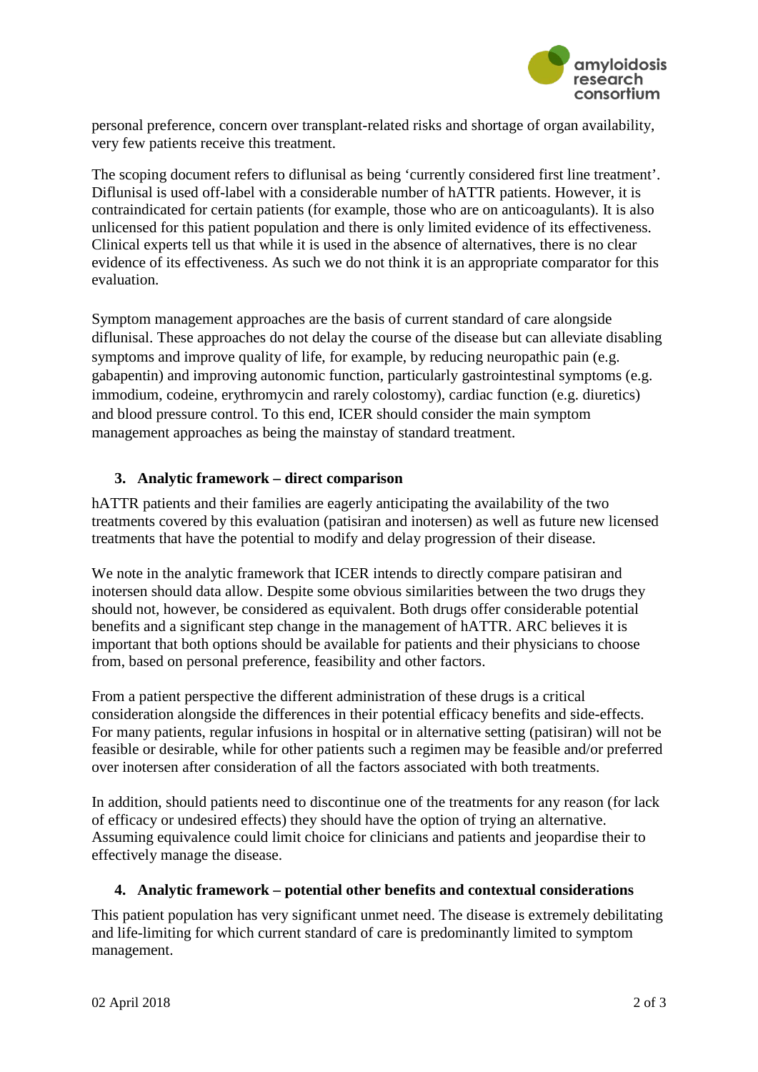personal preference, concern over transplant-related risks and shortage of organ availability, very few patients receive this treatment.

The scoping document refers to diflunisal as being 'currently considered first line treatment'. Diflunisal is used off-label with a considerable number of hATTR patients. However, it is contraindicated for certain patients (for example, those who are on anticoagulants). It is also unlicensed for this patient population and there is only limited evidence of its effectiveness. Clinical experts tell us that while it is used in the absence of alternatives, there is no clear evidence of its effectiveness. As such we do not think it is an appropriate comparator for this evaluation.

Symptom management approaches are the basis of current standard of care alongside diflunisal. These approaches do not delay the course of the disease but can alleviate disabling symptoms and improve quality of life, for example, by reducing neuropathic pain (e.g. gabapentin) and improving autonomic function, particularly gastrointestinal symptoms (e.g. immodium, codeine, erythromycin and rarely colostomy), cardiac function (e.g. diuretics) and blood pressure control. To this end, ICER should consider the main symptom management approaches as being the mainstay of standard treatment.

### 3. Analytic framework – direct comparison

hATTR patients and their families are eagerly anticipating the availability of the two treatments covered by this evaluation (patisiran and inotersen) as well as future new licensed treatments that have the potential to modify and delay progression of their disease.

We note in the analytic framework that ICER intends to directly compare patisiran and inotersen should data allow. Despite some obvious similarities between the two drugs they should not, however, be considered as equivalent. Both drugs offer considerable potential benefits and a significant step change in the management of hATTR. ARC believes it is important that both options should be available for patients and their physicians to choose from, based on personal preference, feasibility and other factors.

From a patient perspective the different administration of these drugs is a critical consideration alongside the differences in their potential efficacy benefits and side-effects. For many patients, regular infusions in hospital or in alternative setting (patisiran) will not be feasible or desirable, while for other patients such a regimen may be feasible and/or preferred over inotersen after consideration of all the factors associated with both treatments.

In addition, should patients need to discontinue one of the treatments for any reason (for lack of efficacy or undesired effects) they should have the option of trying an alternative. Assuming equivalence could limit choice for clinicians and patients and jeopardise their to effectively manage the disease.

### 4. Analytic framework – potential other benefits and contextual considerations

This patient population has very significant unmet need. The disease is extremely debilitating and life-limiting for which current standard of care is predominantly limited to symptom management.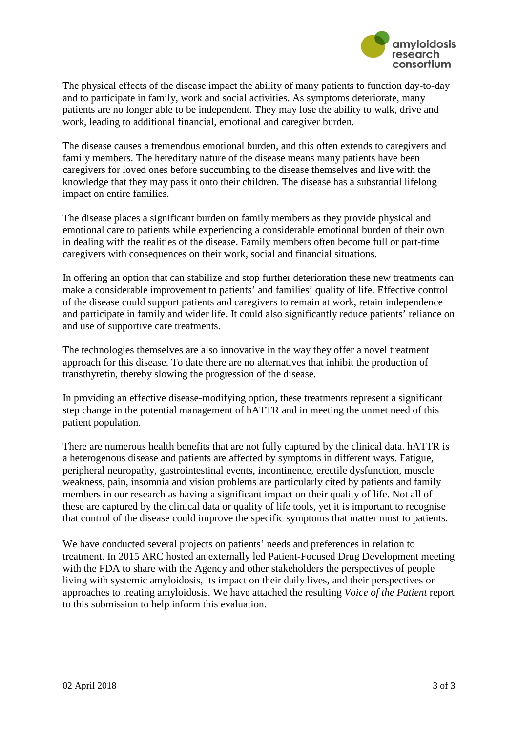The physical effects of the disease impact the ability of many patients to function day-to-day and to participate in family, work and social activities. As symptoms deteriorate, many patients are no longer able to be independent. They may lose the ability to walk, drive and work, leading to additional financial, emotional and caregiver burden.

The disease causes a tremendous emotional burden, and this often extends to caregivers and family members. The hereditary nature of the disease means many patients have been caregivers for loved ones before succumbing to the disease themselves and live with the knowledge that they may pass it onto their children. The disease has a substantial lifelong impact on entire families.

The disease places a significant burden on family members as they provide physical and emotional care to patients while experiencing a considerable emotional burden of their own in dealing with the realities of the disease. Family members often become full or part-time caregivers with consequences on their work, social and financial situations.

In offering an option that can stabilize and stop further deterioration these new treatments can make a considerable improvement to patients' and families' quality of life. Effective control of the disease could support patients and caregivers to remain at work, retain independence and participate in family and wider life. It could also significantly reduce patients' reliance on and use of supportive care treatments.

The technologies themselves are also innovative in the way they offer a novel treatment approach for this disease. To date there are no alternatives that inhibit the production of transthyretin, thereby slowing the progression of the disease.

In providing an effective disease-modifying option, these treatments represent a significant step change in the potential management of hATTR and in meeting the unmet need of this patient population.

There are numerous health benefits that are not fully captured by the clinical data. hATTR is a heterogenous disease and patients are affected by symptoms in different ways. Fatigue, peripheral neuropathy, gastrointestinal events, incontinence, erectile dysfunction, muscle weakness, pain, insomnia and vision problems are particularly cited by patients and family members in our research as having a significant impact on their quality of life. Not all of these are captured by the clinical data or quality of life tools, yet it is important to recognise that control of the disease could improve the specific symptoms that matter most to patients.

We have conducted several projects on patients' needs and preferences in relation to treatment. In 2015 ARC hosted an externally led Patient-Focused Drug Development meeting with the FDA to share with the Agency and other stakeholders the perspectives of people living with systemic amyloidosis, its impact on their daily lives, and their perspectives on approaches to treating amyloidosis. We have attached the resulting *Voice of the Patient* report to this submission to help inform this evaluation.

02 April 2018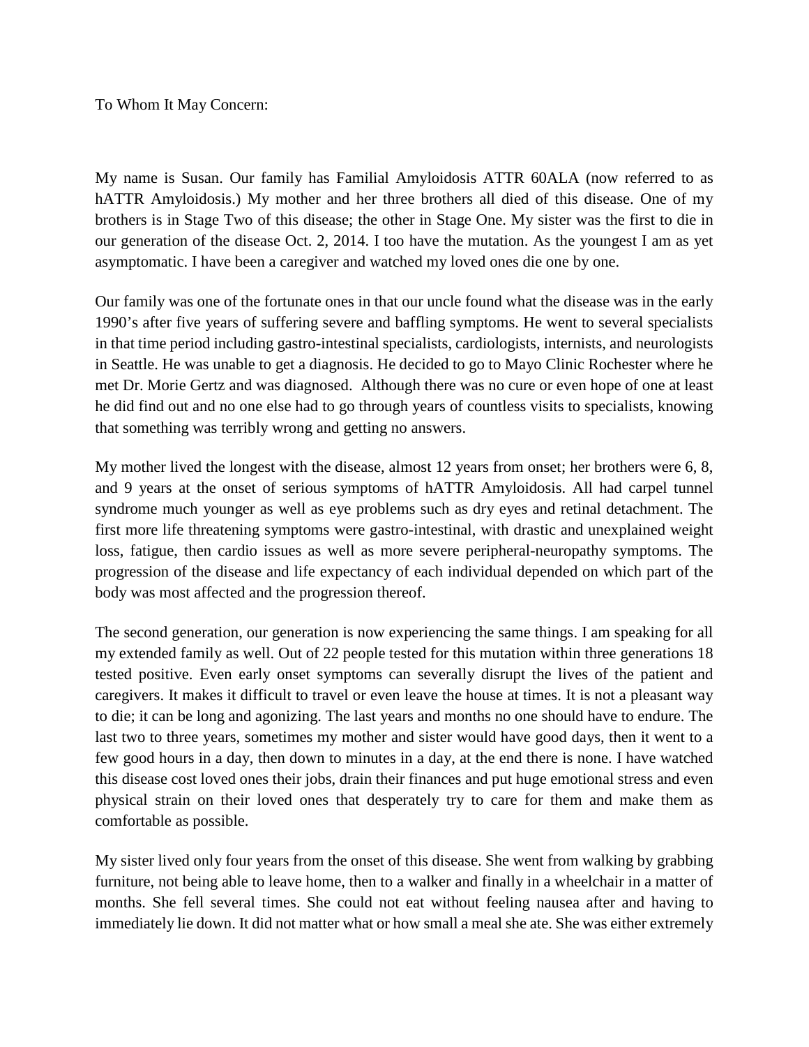To Whom It May Concern:

My name is Susan. Our family has Familial Amyloidosis ATTR 60ALA (now referred to as hATTR Amyloidosis.) My mother and her three brothers all died of this disease. One of my brothers is in Stage Two of this disease; the other in Stage One. My sister was the first to die in our generation of the disease Oct. 2, 2014. I too have the mutation. As the youngest I am as yet asymptomatic. I have been a caregiver and watched my loved ones die one by one.

Our family was one of the fortunate ones in that our uncle found what the disease was in the early 1990's after five years of suffering severe and baffling symptoms. He went to several specialists in that time period including gastro-intestinal specialists, cardiologists, internists, and neurologists in Seattle. He was unable to get a diagnosis. He decided to go to Mayo Clinic Rochester where he met Dr. Morie Gertz and was diagnosed. Although there was no cure or even hope of one at least he did find out and no one else had to go through years of countless visits to specialists, knowing that something was terribly wrong and getting no answers.

My mother lived the longest with the disease, almost 12 years from onset; her brothers were 6, 8, and 9 years at the onset of serious symptoms of hATTR Amyloidosis. All had carpel tunnel syndrome much younger as well as eye problems such as dry eyes and retinal detachment. The first more life threatening symptoms were gastro-intestinal, with drastic and unexplained weight loss, fatigue, then cardio issues as well as more severe peripheral-neuropathy symptoms. The progression of the disease and life expectancy of each individual depended on which part of the body was most affected and the progression thereof.

The second generation, our generation is now experiencing the same things. I am speaking for all my extended family as well. Out of 22 people tested for this mutation within three generations 18 tested positive. Even early onset symptoms can severally disrupt the lives of the patient and caregivers. It makes it difficult to travel or even leave the house at times. It is not a pleasant way to die; it can be long and agonizing. The last years and months no one should have to endure. The last two to three years, sometimes my mother and sister would have good days, then it went to a few good hours in a day, then down to minutes in a day, at the end there is none. I have watched this disease cost loved ones their jobs, drain their finances and put huge emotional stress and even physical strain on their loved ones that desperately try to care for them and make them as comfortable as possible.

My sister lived only four years from the onset of this disease. She went from walking by grabbing furniture, not being able to leave home, then to a walker and finally in a wheelchair in a matter of months. She fell several times. She could not eat without feeling nausea after and having to immediately lie down. It did not matter what or how small a meal she ate. She was either extremely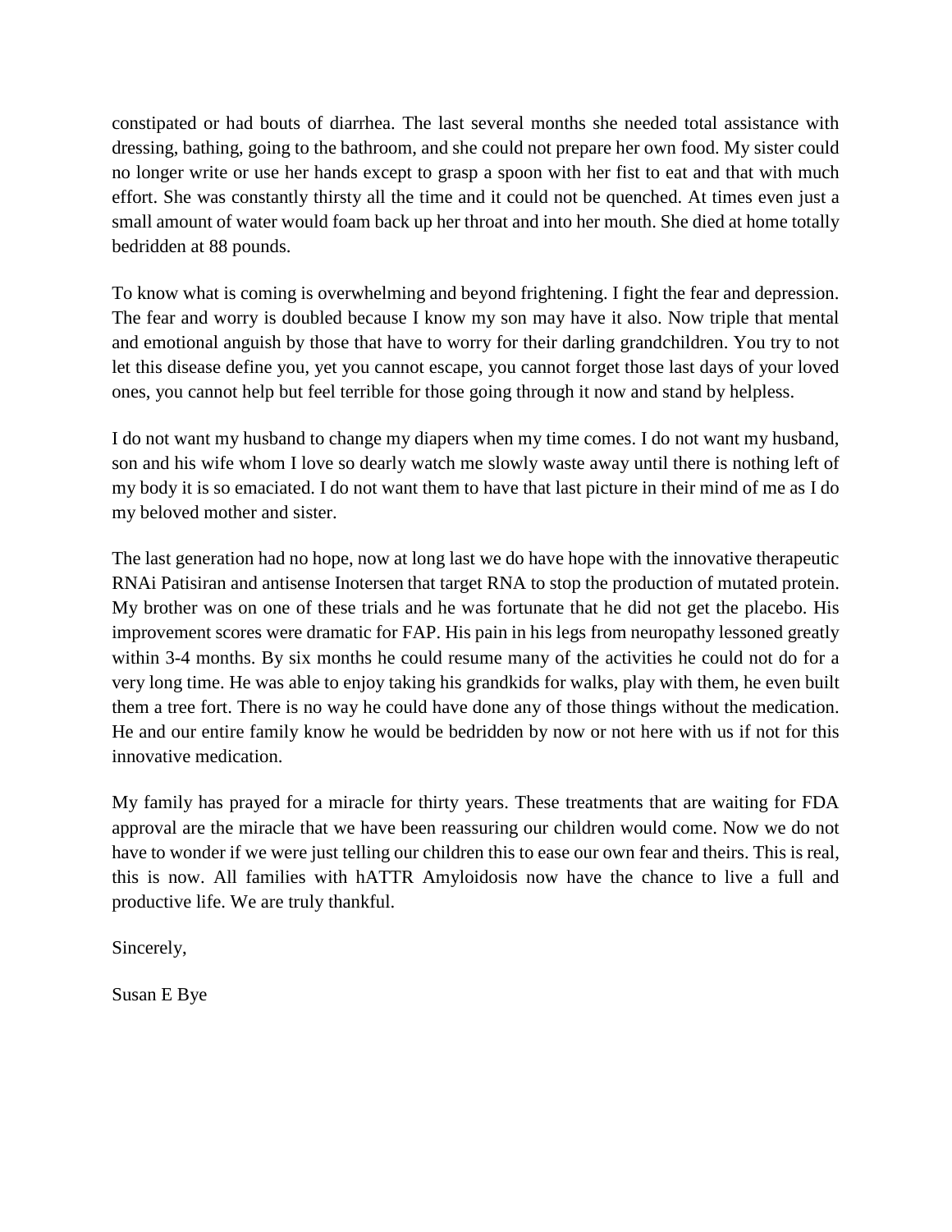constipated or had bouts of diarrhea. The last several months she needed total assistance with dressing, bathing, going to the bathroom, and she could not prepare her own food. My sister could no longer write or use her hands except to grasp a spoon with her fist to eat and that with much effort. She was constantly thirsty all the time and it could not be quenched. At times even just a small amount of water would foam back up her throat and into her mouth. She died at home totally bedridden at 88 pounds.

To know what is coming is overwhelming and beyond frightening. I fight the fear and depression. The fear and worry is doubled because I know my son may have it also. Now triple that mental and emotional anguish by those that have to worry for their darling grandchildren. You try to not let this disease define you, yet you cannot escape, you cannot forget those last days of your loved ones, you cannot help but feel terrible for those going through it now and stand by helpless.

I do not want my husband to change my diapers when my time comes. I do not want my husband, son and his wife whom I love so dearly watch me slowly waste away until there is nothing left of my body it is so emaciated. I do not want them to have that last picture in their mind of me as I do my beloved mother and sister.

The last generation had no hope, now at long last we do have hope with the innovative therapeutic RNAi Patisiran and antisense Inotersen that target RNA to stop the production of mutated protein. My brother was on one of these trials and he was fortunate that he did not get the placebo. His improvement scores were dramatic for FAP. His pain in his legs from neuropathy lessoned greatly within 3-4 months. By six months he could resume many of the activities he could not do for a very long time. He was able to enjoy taking his grandkids for walks, play with them, he even built them a tree fort. There is no way he could have done any of those things without the medication. He and our entire family know he would be bedridden by now or not here with us if not for this innovative medication.

My family has prayed for a miracle for thirty years. These treatments that are waiting for FDA approval are the miracle that we have been reassuring our children would come. Now we do not have to wonder if we were just telling our children this to ease our own fear and theirs. This is real, this is now. All families with hATTR Amyloidosis now have the chance to live a full and productive life. We are truly thankful.

Sincerely,

Susan E Bye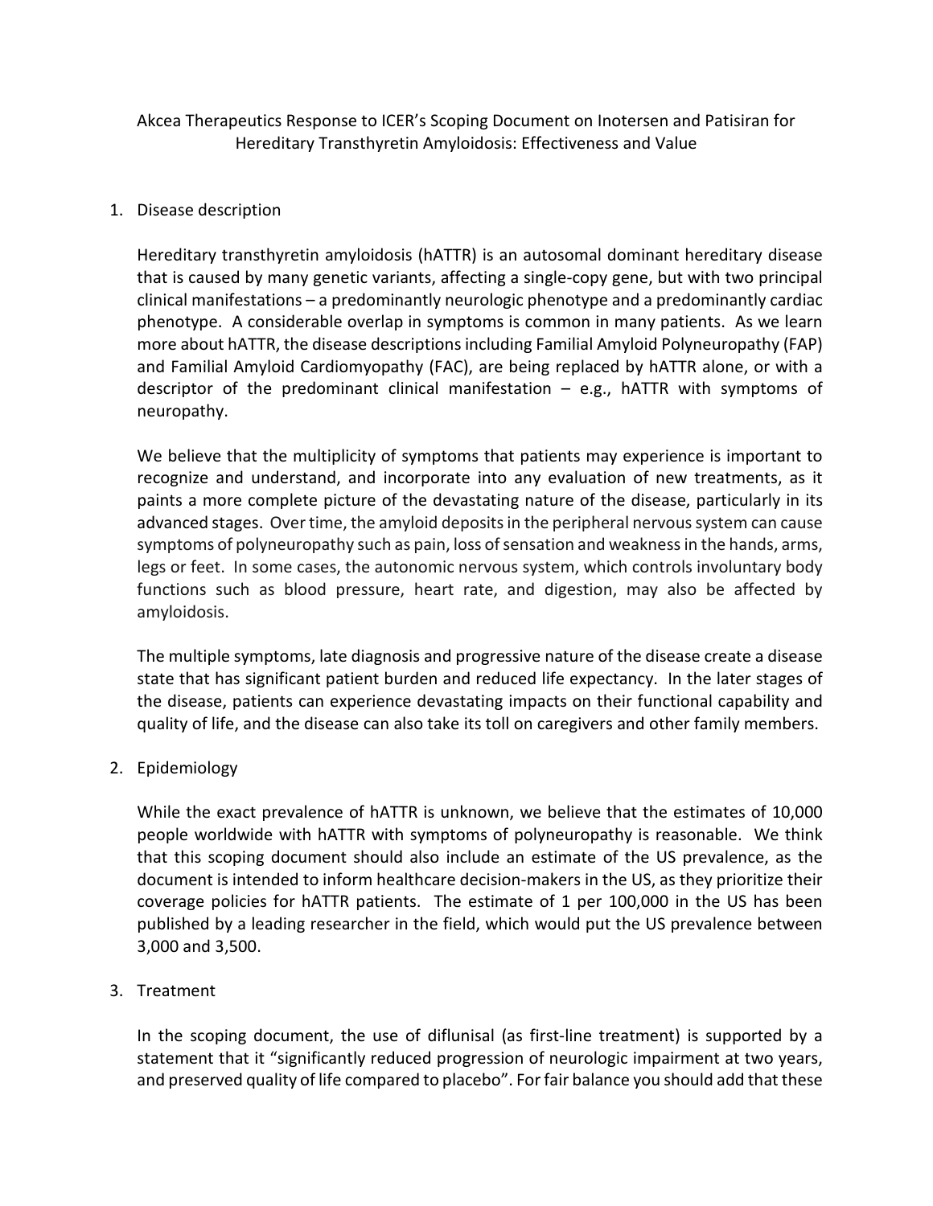Akcea Therapeutics Response to ICER's Scoping Document on Inotersen and Patisiran for Hereditary Transthyretin Amyloidosis: Effectiveness and Value

1. Disease description

   Hereditary transthyretin amyloidosis (hATTR) is an autosomal dominant hereditary disease that is caused by many genetic variants, affecting a single-copy gene, but with two principal clinical manifestations – a predominantly neurologic phenotype and a predominantly cardiac phenotype. A considerable overlap in symptoms is common in many patients. As we learn more about hATTR, the disease descriptions including Familial Amyloid Polyneuropathy (FAP) and Familial Amyloid Cardiomyopathy (FAC), are being replaced by hATTR alone, or with a descriptor of the predominant clinical manifestation – e.g., hATTR with symptoms of neuropathy.

   We believe that the multiplicity of symptoms that patients may experience is important to recognize and understand, and incorporate into any evaluation of new treatments, as it paints a more complete picture of the devastating nature of the disease, particularly in its advanced stages. Over time, the amyloid deposits in the peripheral nervous system can cause symptoms of polyneuropathy such as pain, loss of sensation and weakness in the hands, arms, legs or feet. In some cases, the autonomic nervous system, which controls involuntary body functions such as blood pressure, heart rate, and digestion, may also be affected by amyloidosis.

   The multiple symptoms, late diagnosis and progressive nature of the disease create a disease state that has significant patient burden and reduced life expectancy. In the later stages of the disease, patients can experience devastating impacts on their functional capability and quality of life, and the disease can also take its toll on caregivers and other family members.

2. Epidemiology

   While the exact prevalence of hATTR is unknown, we believe that the estimates of 10,000 people worldwide with hATTR with symptoms of polyneuropathy is reasonable. We think that this scoping document should also include an estimate of the US prevalence, as the document is intended to inform healthcare decision-makers in the US, as they prioritize their coverage policies for hATTR patients. The estimate of 1 per 100,000 in the US has been published by a leading researcher in the field, which would put the US prevalence between 3,000 and 3,500.

3. Treatment

   In the scoping document, the use of diflunisal (as first-line treatment) is supported by a statement that it "significantly reduced progression of neurologic impairment at two years, and preserved quality of life compared to placebo". For fair balance you should add that these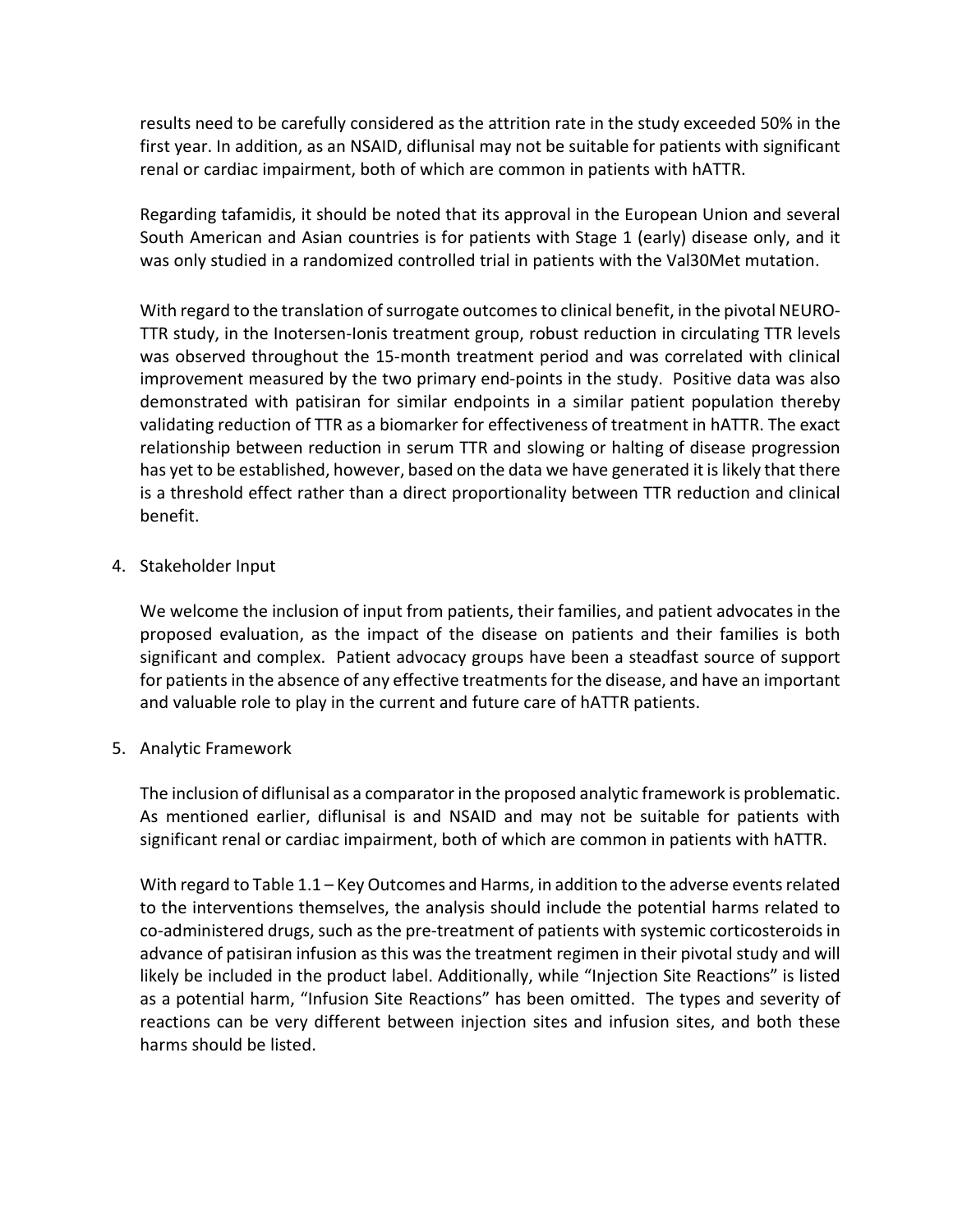results need to be carefully considered as the attrition rate in the study exceeded 50% in the first year. In addition, as an NSAID, diflunisal may not be suitable for patients with significant renal or cardiac impairment, both of which are common in patients with hATTR.

Regarding tafamidis, it should be noted that its approval in the European Union and several South American and Asian countries is for patients with Stage 1 (early) disease only, and it was only studied in a randomized controlled trial in patients with the Val30Met mutation.

With regard to the translation of surrogate outcomes to clinical benefit, in the pivotal NEURO-TTR study, in the Inotersen-Ionis treatment group, robust reduction in circulating TTR levels was observed throughout the 15-month treatment period and was correlated with clinical improvement measured by the two primary end-points in the study. Positive data was also demonstrated with patisiran for similar endpoints in a similar patient population thereby validating reduction of TTR as a biomarker for effectiveness of treatment in hATTR. The exact relationship between reduction in serum TTR and slowing or halting of disease progression has yet to be established, however, based on the data we have generated it is likely that there is a threshold effect rather than a direct proportionality between TTR reduction and clinical benefit.

4. Stakeholder Input

   We welcome the inclusion of input from patients, their families, and patient advocates in the proposed evaluation, as the impact of the disease on patients and their families is both significant and complex. Patient advocacy groups have been a steadfast source of support for patients in the absence of any effective treatments for the disease, and have an important and valuable role to play in the current and future care of hATTR patients.

5. Analytic Framework

   The inclusion of diflunisal as a comparator in the proposed analytic framework is problematic. As mentioned earlier, diflunisal is and NSAID and may not be suitable for patients with significant renal or cardiac impairment, both of which are common in patients with hATTR.

   With regard to Table 1.1 – Key Outcomes and Harms, in addition to the adverse events related to the interventions themselves, the analysis should include the potential harms related to co-administered drugs, such as the pre-treatment of patients with systemic corticosteroids in advance of patisiran infusion as this was the treatment regimen in their pivotal study and will likely be included in the product label. Additionally, while "Injection Site Reactions" is listed as a potential harm, "Infusion Site Reactions" has been omitted. The types and severity of reactions can be very different between injection sites and infusion sites, and both these harms should be listed.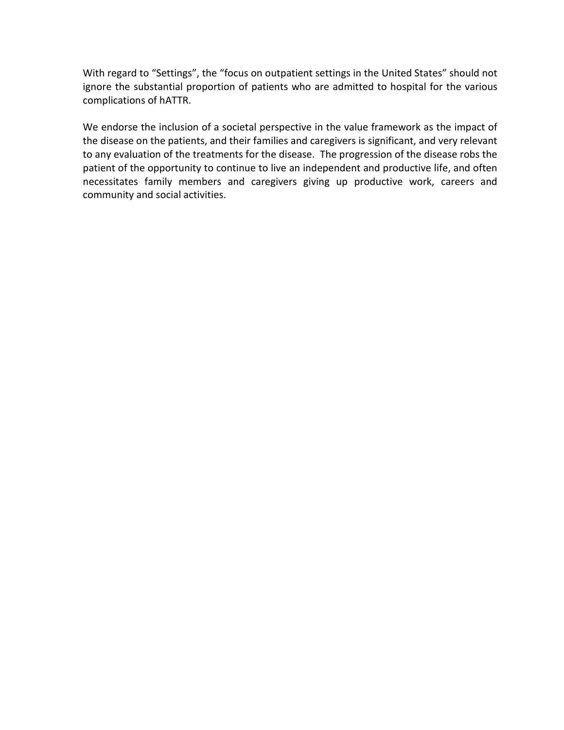With regard to "Settings", the "focus on outpatient settings in the United States" should not ignore the substantial proportion of patients who are admitted to hospital for the various complications of hATTR.

We endorse the inclusion of a societal perspective in the value framework as the impact of the disease on the patients, and their families and caregivers is significant, and very relevant to any evaluation of the treatments for the disease. The progression of the disease robs the patient of the opportunity to continue to live an independent and productive life, and often necessitates family members and caregivers giving up productive work, careers and community and social activities.